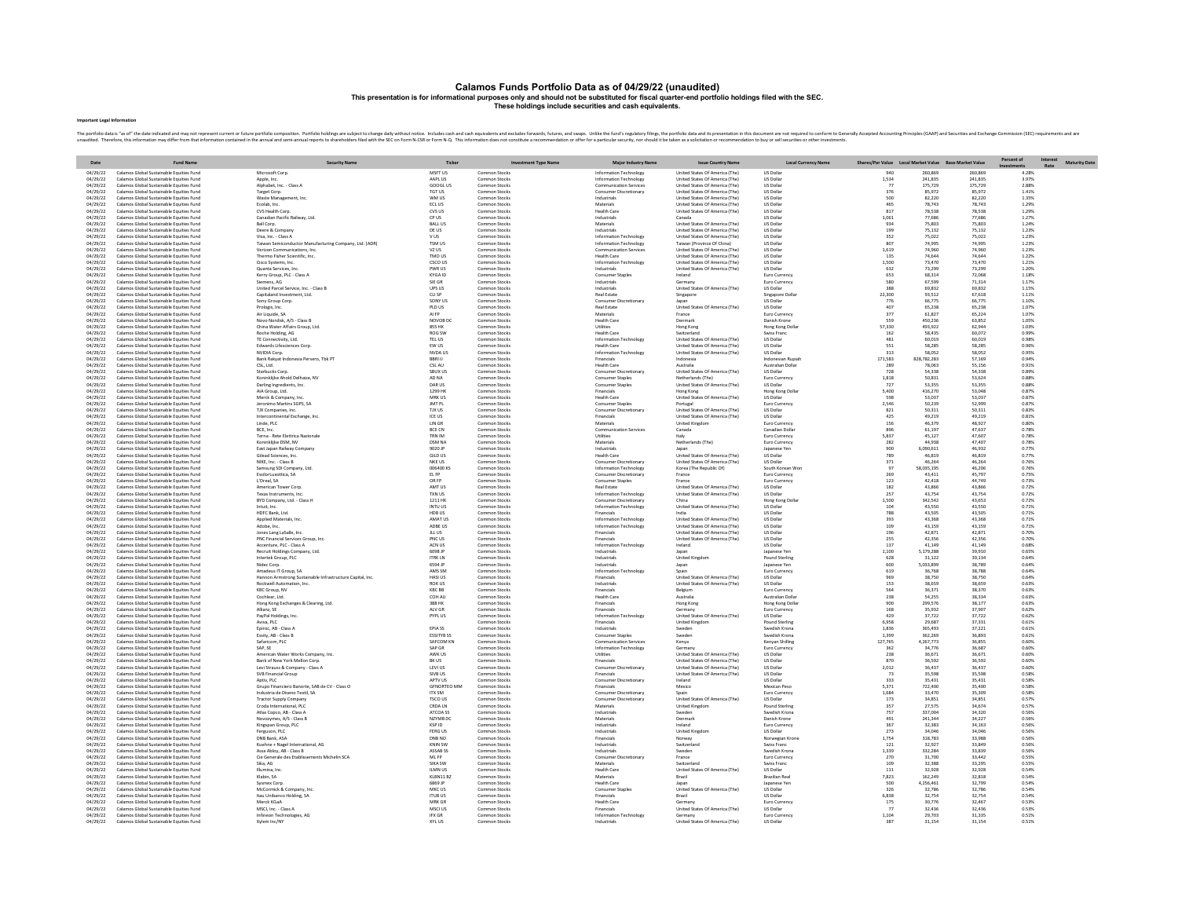# Calamos Funds Portfolio Data as of 04/29/22 (unaudited)

**This presentation is for informational purposes only and should not be substituted for fiscal quarter-end portfolio holdings filed with the SEC.**
**These holdings include securities and cash equivalents.**

**Important Legal Information**

The portfolio data is "as of" the date indicated and may not represent current or future portfolio composition. Portfolio holdings are subject to change daily without notice. Includes cash and cash equivalents and excludes forwards, futures, and swaps. Unlike the fund's regulatory filings, the portfolio data and its presentation in this document are not required to conform to Generally Accepted Accounting Principles (GAAP) and Securities and Exchange Commission (SEC) requirements and are unaudited. Therefore, this information may differ from that information contained in the annual and semi-annual reports to shareholders filed with the SEC on Form N-CSR or Form N-Q. This information does not constitute a recommendation or offer for a particular security, nor should it be taken as a solicitation or recommendation to buy or sell securities or other investments.

| Date | Fund Name | Security Name | Ticker | Investment Type Name | Major Industry Name | Issue Country Name | Local Currency Name | Shares/Par Value | Local Market Value | Base Market Value | Percent of Investments | Interest Rate | Maturity Date |
|---|---|---|---|---|---|---|---|---|---|---|---|---|---|
| 04/29/22 | Calamos Global Sustainable Equities Fund | Microsoft Corp. | MSFT US | Common Stocks | Information Technology | United States Of America (The) | US Dollar | 940 | 260,869 | 260,869 | 4.28% | | |
| 04/29/22 | Calamos Global Sustainable Equities Fund | Apple, Inc. | AAPL US | Common Stocks | Information Technology | United States Of America (The) | US Dollar | 1,534 | 241,835 | 241,835 | 3.97% | | |
| 04/29/22 | Calamos Global Sustainable Equities Fund | Alphabet, Inc. - Class A | GOOGL US | Common Stocks | Communication Services | United States Of America (The) | US Dollar | 77 | 175,729 | 175,729 | 2.88% | | |
| 04/29/22 | Calamos Global Sustainable Equities Fund | Target Corp. | TGT US | Common Stocks | Consumer Discretionary | United States Of America (The) | US Dollar | 376 | 85,972 | 85,972 | 1.41% | | |
| 04/29/22 | Calamos Global Sustainable Equities Fund | Waste Management, Inc. | WM US | Common Stocks | Industrials | United States Of America (The) | US Dollar | 500 | 82,220 | 82,220 | 1.35% | | |
| 04/29/22 | Calamos Global Sustainable Equities Fund | Ecolab, Inc. | ECL US | Common Stocks | Materials | United States Of America (The) | US Dollar | 465 | 78,743 | 78,743 | 1.29% | | |
| 04/29/22 | Calamos Global Sustainable Equities Fund | CVS Health Corp. | CVS US | Common Stocks | Health Care | United States Of America (The) | US Dollar | 817 | 78,538 | 78,538 | 1.29% | | |
| 04/29/22 | Calamos Global Sustainable Equities Fund | Canadian Pacific Railway, Ltd. | CP US | Common Stocks | Industrials | Canada | US Dollar | 1,061 | 77,686 | 77,686 | 1.27% | | |
| 04/29/22 | Calamos Global Sustainable Equities Fund | Ball Corp. | BALL US | Common Stocks | Materials | United States Of America (The) | US Dollar | 934 | 75,803 | 75,803 | 1.24% | | |
| 04/29/22 | Calamos Global Sustainable Equities Fund | Deere & Company | DE US | Common Stocks | Industrials | United States Of America (The) | US Dollar | 199 | 75,132 | 75,132 | 1.23% | | |
| 04/29/22 | Calamos Global Sustainable Equities Fund | Visa, Inc. - Class A | V US | Common Stocks | Information Technology | United States Of America (The) | US Dollar | 352 | 75,022 | 75,022 | 1.23% | | |
| 04/29/22 | Calamos Global Sustainable Equities Fund | Taiwan Semiconductor Manufacturing Company, Ltd. (ADR) | TSM US | Common Stocks | Information Technology | Taiwan (Province Of China) | US Dollar | 807 | 74,995 | 74,995 | 1.23% | | |
| 04/29/22 | Calamos Global Sustainable Equities Fund | Verizon Communications, Inc. | VZ US | Common Stocks | Communication Services | United States Of America (The) | US Dollar | 1,619 | 74,960 | 74,960 | 1.23% | | |
| 04/29/22 | Calamos Global Sustainable Equities Fund | Thermo Fisher Scientific, Inc. | TMO US | Common Stocks | Health Care | United States Of America (The) | US Dollar | 135 | 74,644 | 74,644 | 1.22% | | |
| 04/29/22 | Calamos Global Sustainable Equities Fund | Cisco Systems, Inc. | CSCO US | Common Stocks | Information Technology | United States Of America (The) | US Dollar | 1,500 | 73,470 | 73,470 | 1.21% | | |
| 04/29/22 | Calamos Global Sustainable Equities Fund | Quanta Services, Inc. | PWR US | Common Stocks | Industrials | United States Of America (The) | US Dollar | 632 | 73,299 | 73,299 | 1.20% | | |
| 04/29/22 | Calamos Global Sustainable Equities Fund | Kerry Group, PLC - Class A | KYGA ID | Common Stocks | Consumer Staples | Ireland | Euro Currency | 653 | 68,314 | 72,068 | 1.18% | | |
| 04/29/22 | Calamos Global Sustainable Equities Fund | Siemens, AG | SIE GR | Common Stocks | Industrials | Germany | Euro Currency | 580 | 67,599 | 71,314 | 1.17% | | |
| 04/29/22 | Calamos Global Sustainable Equities Fund | United Parcel Service, Inc. - Class B | UPS US | Common Stocks | Industrials | United States Of America (The) | US Dollar | 388 | 69,832 | 69,832 | 1.15% | | |
| 04/29/22 | Calamos Global Sustainable Equities Fund | Capitaland Investment, Ltd. | CLI SP | Common Stocks | Real Estate | Singapore | Singapore Dollar | 22,300 | 93,512 | 67,618 | 1.11% | | |
| 04/29/22 | Calamos Global Sustainable Equities Fund | Sony Group Corp. | SONY US | Common Stocks | Consumer Discretionary | Japan | US Dollar | 776 | 66,775 | 66,775 | 1.10% | | |
| 04/29/22 | Calamos Global Sustainable Equities Fund | Prologis, Inc. | PLD US | Common Stocks | Real Estate | United States Of America (The) | US Dollar | 407 | 65,238 | 65,238 | 1.07% | | |
| 04/29/22 | Calamos Global Sustainable Equities Fund | Air Liquide, SA | AI FP | Common Stocks | Materials | France | Euro Currency | 377 | 61,827 | 65,224 | 1.07% | | |
| 04/29/22 | Calamos Global Sustainable Equities Fund | Novo Nordisk, A/S - Class B | NOVOB DC | Common Stocks | Health Care | Denmark | Danish Krone | 559 | 450,236 | 63,852 | 1.05% | | |
| 04/29/22 | Calamos Global Sustainable Equities Fund | China Water Affairs Group, Ltd. | 855 HK | Common Stocks | Utilities | Hong Kong | Hong Kong Dollar | 57,330 | 493,922 | 62,944 | 1.03% | | |
| 04/29/22 | Calamos Global Sustainable Equities Fund | Roche Holding, AG | ROG SW | Common Stocks | Health Care | Switzerland | Swiss Franc | 162 | 58,435 | 60,072 | 0.99% | | |
| 04/29/22 | Calamos Global Sustainable Equities Fund | TE Connectivity, Ltd. | TEL US | Common Stocks | Information Technology | United States Of America (The) | US Dollar | 481 | 60,019 | 60,019 | 0.98% | | |
| 04/29/22 | Calamos Global Sustainable Equities Fund | Edwards Lifesciences Corp. | EW US | Common Stocks | Health Care | United States Of America (The) | US Dollar | 551 | 58,285 | 58,285 | 0.96% | | |
| 04/29/22 | Calamos Global Sustainable Equities Fund | NVIDIA Corp. | NVDA US | Common Stocks | Information Technology | United States Of America (The) | US Dollar | 313 | 58,052 | 58,052 | 0.95% | | |
| 04/29/22 | Calamos Global Sustainable Equities Fund | Bank Rakyat Indonesia Persero, Tbk PT | BBRI IJ | Common Stocks | Financials | Indonesia | Indonesian Rupiah | 171,583 | 828,782,283 | 57,169 | 0.94% | | |
| 04/29/22 | Calamos Global Sustainable Equities Fund | CSL, Ltd. | CSL AU | Common Stocks | Health Care | Australia | Australian Dollar | 289 | 78,063 | 55,156 | 0.91% | | |
| 04/29/22 | Calamos Global Sustainable Equities Fund | Starbucks Corp. | SBUX US | Common Stocks | Consumer Discretionary | United States Of America (The) | US Dollar | 728 | 54,338 | 54,338 | 0.89% | | |
| 04/29/22 | Calamos Global Sustainable Equities Fund | Koninklijke Ahold Delhaize, NV | AD NA | Common Stocks | Consumer Staples | Netherlands (The) | Euro Currency | 1,818 | 50,831 | 53,624 | 0.88% | | |
| 04/29/22 | Calamos Global Sustainable Equities Fund | Darling Ingredients, Inc. | DAR US | Common Stocks | Consumer Staples | United States Of America (The) | US Dollar | 727 | 53,355 | 53,355 | 0.88% | | |
| 04/29/22 | Calamos Global Sustainable Equities Fund | AIA Group, Ltd. | 1299 HK | Common Stocks | Financials | Hong Kong | Hong Kong Dollar | 5,400 | 416,270 | 53,048 | 0.87% | | |
| 04/29/22 | Calamos Global Sustainable Equities Fund | Merck & Company, Inc. | MRK US | Common Stocks | Health Care | United States Of America (The) | US Dollar | 598 | 53,037 | 53,037 | 0.87% | | |
| 04/29/22 | Calamos Global Sustainable Equities Fund | Jeronimo Martins SGPS, SA | JMT PL | Common Stocks | Consumer Staples | Portugal | Euro Currency | 2,546 | 50,239 | 52,999 | 0.87% | | |
| 04/29/22 | Calamos Global Sustainable Equities Fund | TJX Companies, Inc. | TJX US | Common Stocks | Consumer Discretionary | United States Of America (The) | US Dollar | 821 | 50,311 | 50,311 | 0.83% | | |
| 04/29/22 | Calamos Global Sustainable Equities Fund | Intercontinental Exchange, Inc. | ICE US | Common Stocks | Financials | United States Of America (The) | US Dollar | 425 | 49,219 | 49,219 | 0.81% | | |
| 04/29/22 | Calamos Global Sustainable Equities Fund | Linde, PLC | LIN GR | Common Stocks | Materials | United Kingdom | Euro Currency | 156 | 46,379 | 48,927 | 0.80% | | |
| 04/29/22 | Calamos Global Sustainable Equities Fund | BCE, Inc. | BCE CN | Common Stocks | Communication Services | Canada | Canadian Dollar | 896 | 61,197 | 47,637 | 0.78% | | |
| 04/29/22 | Calamos Global Sustainable Equities Fund | Terna - Rete Elettrica Nazionale | TRN IM | Common Stocks | Utilities | Italy | Euro Currency | 5,837 | 45,127 | 47,607 | 0.78% | | |
| 04/29/22 | Calamos Global Sustainable Equities Fund | Koninklijke DSM, NV | DSM NA | Common Stocks | Materials | Netherlands (The) | Euro Currency | 282 | 44,938 | 47,407 | 0.78% | | |
| 04/29/22 | Calamos Global Sustainable Equities Fund | East Japan Railway Company | 9020 JP | Common Stocks | Industrials | Japan | Japanese Yen | 900 | 6,080,611 | 46,932 | 0.77% | | |
| 04/29/22 | Calamos Global Sustainable Equities Fund | Gilead Sciences, Inc. | GILD US | Common Stocks | Health Care | United States Of America (The) | US Dollar | 789 | 46,819 | 46,819 | 0.77% | | |
| 04/29/22 | Calamos Global Sustainable Equities Fund | NIKE, Inc. - Class B | NKE US | Common Stocks | Consumer Discretionary | United States Of America (The) | US Dollar | 371 | 46,264 | 46,264 | 0.76% | | |
| 04/29/22 | Calamos Global Sustainable Equities Fund | Samsung SDI Company, Ltd. | 006400 KS | Common Stocks | Information Technology | Korea (The Republic Of) | South Korean Won | 97 | 58,035,195 | 46,206 | 0.76% | | |
| 04/29/22 | Calamos Global Sustainable Equities Fund | EssilorLuxottica, SA | EL FP | Common Stocks | Consumer Discretionary | France | Euro Currency | 269 | 43,411 | 45,797 | 0.75% | | |
| 04/29/22 | Calamos Global Sustainable Equities Fund | L'Oreal, SA | OR FP | Common Stocks | Consumer Staples | France | Euro Currency | 123 | 42,418 | 44,749 | 0.73% | | |
| 04/29/22 | Calamos Global Sustainable Equities Fund | American Tower Corp. | AMT US | Common Stocks | Real Estate | United States Of America (The) | US Dollar | 182 | 43,866 | 43,866 | 0.72% | | |
| 04/29/22 | Calamos Global Sustainable Equities Fund | Texas Instruments, Inc. | TXN US | Common Stocks | Information Technology | United States Of America (The) | US Dollar | 257 | 43,754 | 43,754 | 0.72% | | |
| 04/29/22 | Calamos Global Sustainable Equities Fund | BYD Company, Ltd. - Class H | 1211 HK | Common Stocks | Consumer Discretionary | China | Hong Kong Dollar | 1,500 | 342,542 | 43,653 | 0.72% | | |
| 04/29/22 | Calamos Global Sustainable Equities Fund | Intuit, Inc. | INTU US | Common Stocks | Information Technology | United States Of America (The) | US Dollar | 104 | 43,550 | 43,550 | 0.71% | | |
| 04/29/22 | Calamos Global Sustainable Equities Fund | HDFC Bank, Ltd. | HDB US | Common Stocks | Financials | India | US Dollar | 788 | 43,505 | 43,505 | 0.71% | | |
| 04/29/22 | Calamos Global Sustainable Equities Fund | Applied Materials, Inc. | AMAT US | Common Stocks | Information Technology | United States Of America (The) | US Dollar | 393 | 43,368 | 43,368 | 0.71% | | |
| 04/29/22 | Calamos Global Sustainable Equities Fund | Adobe, Inc. | ADBE US | Common Stocks | Information Technology | United States Of America (The) | US Dollar | 109 | 43,159 | 43,159 | 0.71% | | |
| 04/29/22 | Calamos Global Sustainable Equities Fund | Jones Lang LaSalle, Inc. | JLL US | Common Stocks | Financials | United States Of America (The) | US Dollar | 196 | 42,871 | 42,871 | 0.70% | | |
| 04/29/22 | Calamos Global Sustainable Equities Fund | PNC Financial Services Group, Inc. | PNC US | Common Stocks | Financials | United States Of America (The) | US Dollar | 255 | 42,356 | 42,356 | 0.70% | | |
| 04/29/22 | Calamos Global Sustainable Equities Fund | Accenture, PLC - Class A | ACN US | Common Stocks | Information Technology | Ireland | US Dollar | 137 | 41,149 | 41,149 | 0.68% | | |
| 04/29/22 | Calamos Global Sustainable Equities Fund | Recruit Holdings Company, Ltd. | 6098 JP | Common Stocks | Industrials | Japan | Japanese Yen | 1,100 | 5,179,288 | 39,910 | 0.65% | | |
| 04/29/22 | Calamos Global Sustainable Equities Fund | Intertek Group, PLC | ITRK LN | Common Stocks | Industrials | United Kingdom | Pound Sterling | 628 | 31,122 | 39,134 | 0.64% | | |
| 04/29/22 | Calamos Global Sustainable Equities Fund | Nidec Corp. | 6594 JP | Common Stocks | Industrials | Japan | Japanese Yen | 600 | 5,033,899 | 38,789 | 0.64% | | |
| 04/29/22 | Calamos Global Sustainable Equities Fund | Amadeus IT Group, SA | AMS SM | Common Stocks | Information Technology | Spain | Euro Currency | 619 | 36,768 | 38,788 | 0.64% | | |
| 04/29/22 | Calamos Global Sustainable Equities Fund | Hannon Armstrong Sustainable Infrastructure Capital, Inc. | HASI US | Common Stocks | Financials | United States Of America (The) | US Dollar | 969 | 38,750 | 38,750 | 0.64% | | |
| 04/29/22 | Calamos Global Sustainable Equities Fund | Rockwell Automation, Inc. | ROK US | Common Stocks | Industrials | United States Of America (The) | US Dollar | 153 | 38,659 | 38,659 | 0.63% | | |
| 04/29/22 | Calamos Global Sustainable Equities Fund | KBC Group, NV | KBC BB | Common Stocks | Financials | Belgium | Euro Currency | 564 | 36,371 | 38,370 | 0.63% | | |
| 04/29/22 | Calamos Global Sustainable Equities Fund | Cochlear, Ltd. | COH AU | Common Stocks | Health Care | Australia | Australian Dollar | 238 | 54,255 | 38,334 | 0.63% | | |
| 04/29/22 | Calamos Global Sustainable Equities Fund | Hong Kong Exchanges & Clearing, Ltd. | 388 HK | Common Stocks | Financials | Hong Kong | Hong Kong Dollar | 900 | 299,576 | 38,177 | 0.63% | | |
| 04/29/22 | Calamos Global Sustainable Equities Fund | Allianz, SE | ALV GR | Common Stocks | Financials | Germany | Euro Currency | 168 | 35,932 | 37,907 | 0.62% | | |
| 04/29/22 | Calamos Global Sustainable Equities Fund | PayPal Holdings, Inc. | PYPL US | Common Stocks | Information Technology | United States Of America (The) | US Dollar | 429 | 37,722 | 37,722 | 0.62% | | |
| 04/29/22 | Calamos Global Sustainable Equities Fund | Aviva, PLC | | Common Stocks | Financials | United Kingdom | Pound Sterling | 6,958 | 29,687 | 37,331 | 0.61% | | |
| 04/29/22 | Calamos Global Sustainable Equities Fund | Epiroc, AB - Class A | EPIA SS | Common Stocks | Industrials | Sweden | Swedish Krona | 1,836 | 365,493 | 37,221 | 0.61% | | |
| 04/29/22 | Calamos Global Sustainable Equities Fund | Essity, AB - Class B | ESSITYB SS | Common Stocks | Consumer Staples | Sweden | Swedish Krona | 1,399 | 362,269 | 36,893 | 0.61% | | |
| 04/29/22 | Calamos Global Sustainable Equities Fund | Safaricom, PLC | SAFCOM KN | Common Stocks | Communication Services | Kenya | Kenyan Shilling | 127,765 | 4,267,773 | 36,855 | 0.60% | | |
| 04/29/22 | Calamos Global Sustainable Equities Fund | SAP, SE | SAP GR | Common Stocks | Information Technology | Germany | Euro Currency | 362 | 34,776 | 36,687 | 0.60% | | |
| 04/29/22 | Calamos Global Sustainable Equities Fund | American Water Works Company, Inc. | AWK US | Common Stocks | Utilities | United States Of America (The) | US Dollar | 238 | 36,671 | 36,671 | 0.60% | | |
| 04/29/22 | Calamos Global Sustainable Equities Fund | Bank of New York Mellon Corp. | BK US | Common Stocks | Financials | United States Of America (The) | US Dollar | 870 | 36,592 | 36,592 | 0.60% | | |
| 04/29/22 | Calamos Global Sustainable Equities Fund | Levi Strauss & Company - Class A | LEVI US | Common Stocks | Consumer Discretionary | United States Of America (The) | US Dollar | 2,012 | 36,437 | 36,437 | 0.60% | | |
| 04/29/22 | Calamos Global Sustainable Equities Fund | SVB Financial Group | SIVB US | Common Stocks | Financials | United States Of America (The) | US Dollar | 73 | 35,598 | 35,598 | 0.58% | | |
| 04/29/22 | Calamos Global Sustainable Equities Fund | Aptiv, PLC | APTV US | Common Stocks | Consumer Discretionary | Ireland | US Dollar | 333 | 35,431 | 35,431 | 0.58% | | |
| 04/29/22 | Calamos Global Sustainable Equities Fund | Grupo Financiero Banorte, SAB de CV - Class O | GFNORTEO MM | Common Stocks | Financials | Mexico | Mexican Peso | 5,371 | 722,400 | 35,400 | 0.58% | | |
| 04/29/22 | Calamos Global Sustainable Equities Fund | Industria de Diseno Textil, SA | ITX SM | Common Stocks | Consumer Discretionary | Spain | Euro Currency | 1,684 | 33,470 | 35,309 | 0.58% | | |
| 04/29/22 | Calamos Global Sustainable Equities Fund | Tractor Supply Company | TSCO US | Common Stocks | Consumer Discretionary | United States Of America (The) | US Dollar | 173 | 34,851 | 34,851 | 0.57% | | |
| 04/29/22 | Calamos Global Sustainable Equities Fund | Croda International, PLC | CRDA LN | Common Stocks | Materials | United Kingdom | Pound Sterling | 357 | 27,575 | 34,674 | 0.57% | | |
| 04/29/22 | Calamos Global Sustainable Equities Fund | Atlas Copco, AB - Class A | ATCOA SS | Common Stocks | Industrials | Sweden | Swedish Krona | 757 | 337,004 | 34,320 | 0.56% | | |
| 04/29/22 | Calamos Global Sustainable Equities Fund | Novozymes, A/S - Class B | NZYMB DC | Common Stocks | Materials | Denmark | Danish Krone | 491 | 241,344 | 34,227 | 0.56% | | |
| 04/29/22 | Calamos Global Sustainable Equities Fund | Kingspan Group, PLC | KSP ID | Common Stocks | Industrials | Ireland | Euro Currency | 367 | 32,383 | 34,163 | 0.56% | | |
| 04/29/22 | Calamos Global Sustainable Equities Fund | Ferguson, PLC | FERG US | Common Stocks | Industrials | United Kingdom | US Dollar | 273 | 34,046 | 34,046 | 0.56% | | |
| 04/29/22 | Calamos Global Sustainable Equities Fund | DNB Bank, ASA | DNB NO | Common Stocks | Financials | Norway | Norwegian Krone | 1,754 | 318,783 | 33,988 | 0.56% | | |
| 04/29/22 | Calamos Global Sustainable Equities Fund | Kuehne + Nagel International, AG | KNIN SW | Common Stocks | Industrials | Switzerland | Swiss Franc | 121 | 32,927 | 33,849 | 0.56% | | |
| 04/29/22 | Calamos Global Sustainable Equities Fund | Assa Abloy, AB - Class B | ASSAB SS | Common Stocks | Industrials | Sweden | Swedish Krona | 1,339 | 332,284 | 33,839 | 0.56% | | |
| 04/29/22 | Calamos Global Sustainable Equities Fund | Cie Generale des Etablissements Michelin SCA | ML FP | Common Stocks | Consumer Discretionary | France | Euro Currency | 270 | 31,700 | 33,442 | 0.55% | | |
| 04/29/22 | Calamos Global Sustainable Equities Fund | Sika, AG | SIKA SW | Common Stocks | Materials | Switzerland | Swiss Franc | 109 | 32,388 | 33,295 | 0.55% | | |
| 04/29/22 | Calamos Global Sustainable Equities Fund | Illumina, Inc. | ILMN US | Common Stocks | Health Care | United States Of America (The) | US Dollar | 111 | 32,928 | 32,928 | 0.54% | | |
| 04/29/22 | Calamos Global Sustainable Equities Fund | Klabin, SA | KLBN11 BZ | Common Stocks | Materials | Brazil | Brazilian Real | 7,823 | 162,249 | 32,818 | 0.54% | | |
| 04/29/22 | Calamos Global Sustainable Equities Fund | Sysmex Corp. | 6869 JP | Common Stocks | Health Care | Japan | Japanese Yen | 500 | 4,256,461 | 32,799 | 0.54% | | |
| 04/29/22 | Calamos Global Sustainable Equities Fund | McCormick & Company, Inc. | MKC US | Common Stocks | Consumer Staples | United States Of America (The) | US Dollar | 326 | 32,786 | 32,786 | 0.54% | | |
| 04/29/22 | Calamos Global Sustainable Equities Fund | Itau Unibanco Holding, SA | ITUB US | Common Stocks | Financials | Brazil | US Dollar | 6,838 | 32,754 | 32,754 | 0.54% | | |
| 04/29/22 | Calamos Global Sustainable Equities Fund | Merck KGaA | MRK GR | Common Stocks | Health Care | Germany | Euro Currency | 175 | 30,776 | 32,467 | 0.53% | | |
| 04/29/22 | Calamos Global Sustainable Equities Fund | MSCI, Inc. - Class A | MSCI US | Common Stocks | Financials | United States Of America (The) | US Dollar | 77 | 32,436 | 32,436 | 0.53% | | |
| 04/29/22 | Calamos Global Sustainable Equities Fund | Infineon Technologies, AG | IFX GR | Common Stocks | Information Technology | Germany | Euro Currency | 1,104 | 29,703 | 31,335 | 0.51% | | |
| 04/29/22 | Calamos Global Sustainable Equities Fund | Xylem Inc/NY | XYL US | Common Stocks | Industrials | United States Of America (The) | US Dollar | 387 | 31,154 | 31,154 | 0.51% | | |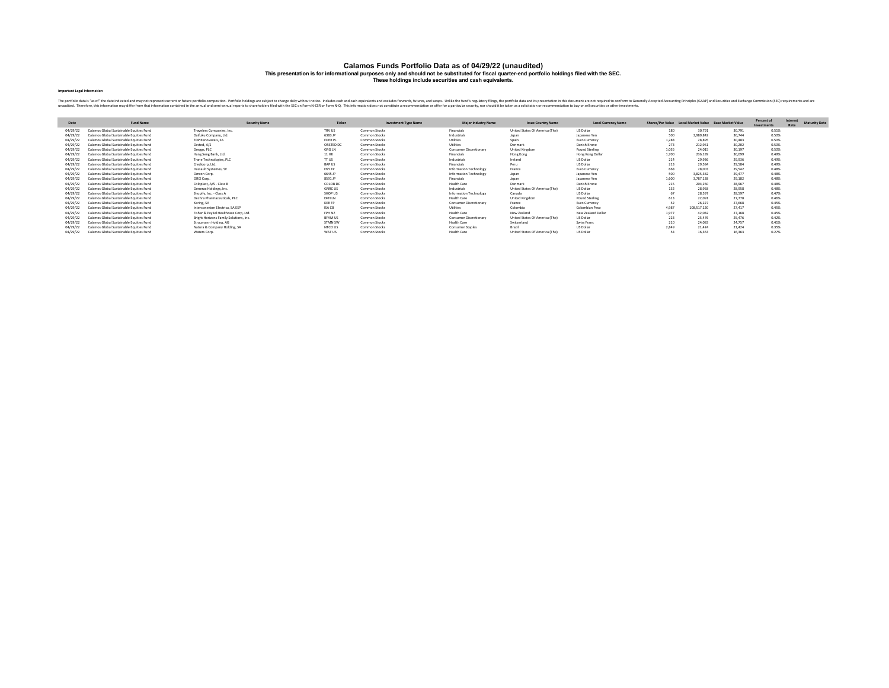# Calamos Funds Portfolio Data as of 04/29/22 (unaudited)

**This presentation is for informational purposes only and should not be substituted for fiscal quarter-end portfolio holdings filed with the SEC.**
**These holdings include securities and cash equivalents.**

**Important Legal Information**

The portfolio data is "as of" the date indicated and may not represent current or future portfolio composition. Portfolio holdings are subject to change daily without notice. Includes cash and cash equivalents and excludes forwards, futures, and swaps. Unlike the fund's regulatory filings, the portfolio data and its presentation in this document are not required to conform to Generally Accepted Accounting Principles (GAAP) and Securities and Exchange Commission (SEC) requirements and are unaudited. Therefore, this information may differ from that information contained in the annual and semi-annual reports to shareholders filed with the SEC on Form N-CSR or Form N-Q. This information does not constitute a recommendation or offer for a particular security, nor should it be taken as a solicitation or recommendation to buy or sell securities or other investments.

| Date | Fund Name | Security Name | Ticker | Investment Type Name | Major Industry Name | Issue Country Name | Local Currency Name | Shares/Par Value | Local Market Value | Base Market Value | Percent of Investments | Interest Rate | Maturity Date |
|---|---|---|---|---|---|---|---|---|---|---|---|---|---|
| 04/29/22 | Calamos Global Sustainable Equities Fund | Travelers Companies, Inc. | TRV US | Common Stocks | Financials | United States Of America (The) | US Dollar | 180 | 30,791 | 30,791 | 0.51% | | |
| 04/29/22 | Calamos Global Sustainable Equities Fund | Daifuku Company, Ltd. | 6383 JP | Common Stocks | Industrials | Japan | Japanese Yen | 500 | 3,989,842 | 30,744 | 0.50% | | |
| 04/29/22 | Calamos Global Sustainable Equities Fund | EDP Renovaveis, SA | EDPR PL | Common Stocks | Utilities | Spain | Euro Currency | 1,288 | 28,895 | 30,483 | 0.50% | | |
| 04/29/22 | Calamos Global Sustainable Equities Fund | Orsted, A/S | ORSTED DC | Common Stocks | Utilities | Denmark | Danish Krone | 273 | 212,961 | 30,202 | 0.50% | | |
| 04/29/22 | Calamos Global Sustainable Equities Fund | Greggs, PLC | GRG LN | Common Stocks | Consumer Discretionary | United Kingdom | Pound Sterling | 1,035 | 24,015 | 30,197 | 0.50% | | |
| 04/29/22 | Calamos Global Sustainable Equities Fund | Hang Seng Bank, Ltd. | 11 HK | Common Stocks | Financials | Hong Kong | Hong Kong Dollar | 1,700 | 236,189 | 30,099 | 0.49% | | |
| 04/29/22 | Calamos Global Sustainable Equities Fund | Trane Technologies, PLC | TT US | Common Stocks | Industrials | Ireland | US Dollar | 214 | 29,936 | 29,936 | 0.49% | | |
| 04/29/22 | Calamos Global Sustainable Equities Fund | Credicorp, Ltd. | BAP US | Common Stocks | Financials | Peru | US Dollar | 213 | 29,584 | 29,584 | 0.49% | | |
| 04/29/22 | Calamos Global Sustainable Equities Fund | Dassault Systemes, SE | DSY FP | Common Stocks | Information Technology | France | Euro Currency | 668 | 28,003 | 29,542 | 0.48% | | |
| 04/29/22 | Calamos Global Sustainable Equities Fund | Omron Corp. | 6645 JP | Common Stocks | Information Technology | Japan | Japanese Yen | 500 | 3,825,382 | 29,477 | 0.48% | | |
| 04/29/22 | Calamos Global Sustainable Equities Fund | ORIX Corp. | 8591 JP | Common Stocks | Financials | Japan | Japanese Yen | 1,600 | 3,787,138 | 29,182 | 0.48% | | |
| 04/29/22 | Calamos Global Sustainable Equities Fund | Coloplast, A/S - Class B | COLOB DC | Common Stocks | Health Care | Denmark | Danish Krone | 215 | 204,250 | 28,967 | 0.48% | | |
| 04/29/22 | Calamos Global Sustainable Equities Fund | Generac Holdings, Inc. | GNRC US | Common Stocks | Industrials | United States Of America (The) | US Dollar | 132 | 28,958 | 28,958 | 0.48% | | |
| 04/29/22 | Calamos Global Sustainable Equities Fund | Shopify, Inc. - Class A | SHOP US | Common Stocks | Information Technology | Canada | US Dollar | 67 | 28,597 | 28,597 | 0.47% | | |
| 04/29/22 | Calamos Global Sustainable Equities Fund | Dechra Pharmaceuticals, PLC | DPH LN | Common Stocks | Health Care | United Kingdom | Pound Sterling | 613 | 22,091 | 27,778 | 0.46% | | |
| 04/29/22 | Calamos Global Sustainable Equities Fund | Kering, SA | KER FP | Common Stocks | Consumer Discretionary | France | Euro Currency | 52 | 26,227 | 27,668 | 0.45% | | |
| 04/29/22 | Calamos Global Sustainable Equities Fund | Interconexion Electrica, SA ESP | ISA CB | Common Stocks | Utilities | Colombia | Colombian Peso | 4,987 | 108,517,120 | 27,417 | 0.45% | | |
| 04/29/22 | Calamos Global Sustainable Equities Fund | Fisher & Paykel Healthcare Corp, Ltd. | FPH NZ | Common Stocks | Health Care | New Zealand | New Zealand Dollar | 1,977 | 42,082 | 27,168 | 0.45% | | |
| 04/29/22 | Calamos Global Sustainable Equities Fund | Bright Horizons Family Solutions, Inc. | BFAM US | Common Stocks | Consumer Discretionary | United States Of America (The) | US Dollar | 223 | 25,476 | 25,476 | 0.42% | | |
| 04/29/22 | Calamos Global Sustainable Equities Fund | Straumann Holding, AG | STMN SW | Common Stocks | Health Care | Switzerland | Swiss Franc | 210 | 24,083 | 24,757 | 0.41% | | |
| 04/29/22 | Calamos Global Sustainable Equities Fund | Natura & Company Holding, SA | NTCO US | Common Stocks | Consumer Staples | Brazil | US Dollar | 2,849 | 21,424 | 21,424 | 0.35% | | |
| 04/29/22 | Calamos Global Sustainable Equities Fund | Waters Corp. | WAT US | Common Stocks | Health Care | United States Of America (The) | US Dollar | 54 | 16,363 | 16,363 | 0.27% | | |